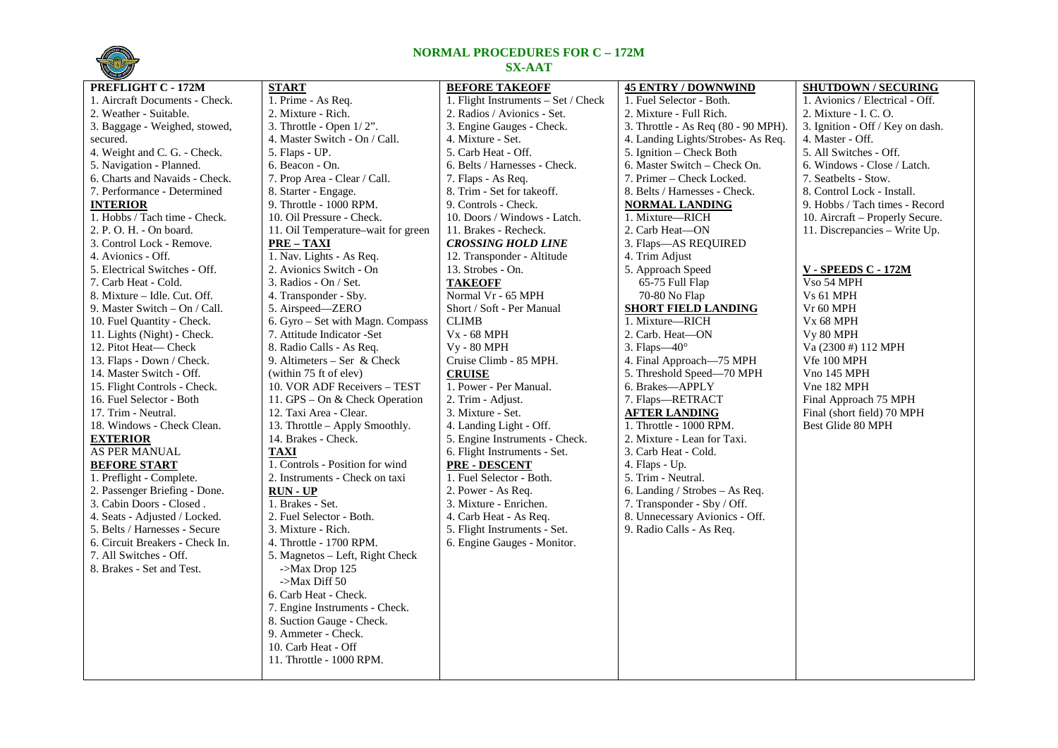# NORMAL PROCEDURES FOR C – 172M

## SX-AAT

### PREFLIGHT C - 172M

1. Aircraft Documents - Check.
2. Weather - Suitable.
3. Baggage - Weighed, stowed, secured.
4. Weight and C. G. - Check.
5. Navigation - Planned.
6. Charts and Navaids - Check.
7. Performance - Determined

### INTERIOR

1. Hobbs / Tach time - Check.
2. P. O. H. - On board.
3. Control Lock - Remove.
4. Avionics - Off.
5. Electrical Switches - Off.
7. Carb Heat - Cold.
8. Mixture – Idle. Cut. Off.
9. Master Switch – On / Call.
10. Fuel Quantity - Check.
11. Lights (Night) - Check.
12. Pitot Heat— Check
13. Flaps - Down / Check.
14. Master Switch - Off.
15. Flight Controls - Check.
16. Fuel Selector - Both
17. Trim - Neutral.
18. Windows - Check Clean.

### EXTERIOR

AS PER MANUAL

### BEFORE START

1. Preflight - Complete.
2. Passenger Briefing - Done.
3. Cabin Doors - Closed .
4. Seats - Adjusted / Locked.
5. Belts / Harnesses - Secure
6. Circuit Breakers - Check In.
7. All Switches - Off.
8. Brakes - Set and Test.

### START

1. Prime - As Req.
2. Mixture - Rich.
3. Throttle - Open 1/ 2”.
4. Master Switch - On / Call.
5. Flaps - UP.
6. Beacon - On.
7. Prop Area - Clear / Call.
8. Starter - Engage.
9. Throttle - 1000 RPM.
10. Oil Pressure - Check.
11. Oil Temperature–wait for green

### PRE – TAXI

1. Nav. Lights - As Req.
2. Avionics Switch - On
3. Radios - On / Set.
4. Transponder - Sby.
5. Airspeed—ZERO
6. Gyro – Set with Magn. Compass
7. Attitude Indicator -Set
8. Radio Calls - As Req.
9. Altimeters – Ser & Check (within 75 ft of elev)
10. VOR ADF Receivers – TEST
11. GPS – On & Check Operation
12. Taxi Area - Clear.
13. Throttle – Apply Smoothly.
14. Brakes - Check.

### TAXI

1. Controls - Position for wind
2. Instruments - Check on taxi

### RUN - UP

1. Brakes - Set.
2. Fuel Selector - Both.
3. Mixture - Rich.
4. Throttle - 1700 RPM.
5. Magnetos – Left, Right Check
   - ->Max Drop 125
   - ->Max Diff 50
6. Carb Heat - Check.
7. Engine Instruments - Check.
8. Suction Gauge - Check.
9. Ammeter - Check.
10. Carb Heat - Off
11. Throttle - 1000 RPM.

### BEFORE TAKEOFF

1. Flight Instruments – Set / Check
2. Radios / Avionics - Set.
3. Engine Gauges - Check.
4. Mixture - Set.
5. Carb Heat - Off.
6. Belts / Harnesses - Check.
7. Flaps - As Req.
8. Trim - Set for takeoff.
9. Controls - Check.
10. Doors / Windows - Latch.
11. Brakes - Recheck.

***CROSSING HOLD LINE***

12. Transponder - Altitude
13. Strobes - On.

### TAKEOFF

Normal Vr - 65 MPH

Short / Soft - Per Manual

CLIMB

Vx - 68 MPH

Vy - 80 MPH

Cruise Climb - 85 MPH.

### CRUISE

1. Power - Per Manual.
2. Trim - Adjust.
3. Mixture - Set.
4. Landing Light - Off.
5. Engine Instruments - Check.
6. Flight Instruments - Set.

### PRE - DESCENT

1. Fuel Selector - Both.
2. Power - As Req.
3. Mixture - Enrichen.
4. Carb Heat - As Req.
5. Flight Instruments - Set.
6. Engine Gauges - Monitor.

### 45 ENTRY / DOWNWIND

1. Fuel Selector - Both.
2. Mixture - Full Rich.
3. Throttle - As Req (80 - 90 MPH).
4. Landing Lights/Strobes- As Req.
5. Ignition – Check Both
6. Master Switch – Check On.
7. Primer – Check Locked.
8. Belts / Harnesses - Check.

### NORMAL LANDING

1. Mixture—RICH
2. Carb Heat—ON
3. Flaps—AS REQUIRED
4. Trim Adjust
5. Approach Speed
   65-75 Full Flap
   70-80 No Flap

### SHORT FIELD LANDING

1. Mixture—RICH
2. Carb. Heat—ON
3. Flaps—40°
4. Final Approach—75 MPH
5. Threshold Speed—70 MPH
6. Brakes—APPLY
7. Flaps—RETRACT

### AFTER LANDING

1. Throttle - 1000 RPM.
2. Mixture - Lean for Taxi.
3. Carb Heat - Cold.
4. Flaps - Up.
5. Trim - Neutral.
6. Landing / Strobes – As Req.
7. Transponder - Sby / Off.
8. Unnecessary Avionics - Off.
9. Radio Calls - As Req.

### SHUTDOWN / SECURING

1. Avionics / Electrical - Off.
2. Mixture - I. C. O.
3. Ignition - Off / Key on dash.
4. Master - Off.
5. All Switches - Off.
6. Windows - Close / Latch.
7. Seatbelts - Stow.
8. Control Lock - Install.
9. Hobbs / Tach times - Record
10. Aircraft – Properly Secure.
11. Discrepancies – Write Up.

### V - SPEEDS C - 172M

Vso 54 MPH

Vs 61 MPH

Vr 60 MPH

Vx 68 MPH

Vy 80 MPH

Va (2300 #) 112 MPH

Vfe 100 MPH

Vno 145 MPH

Vne 182 MPH

Final Approach 75 MPH

Final (short field) 70 MPH

Best Glide 80 MPH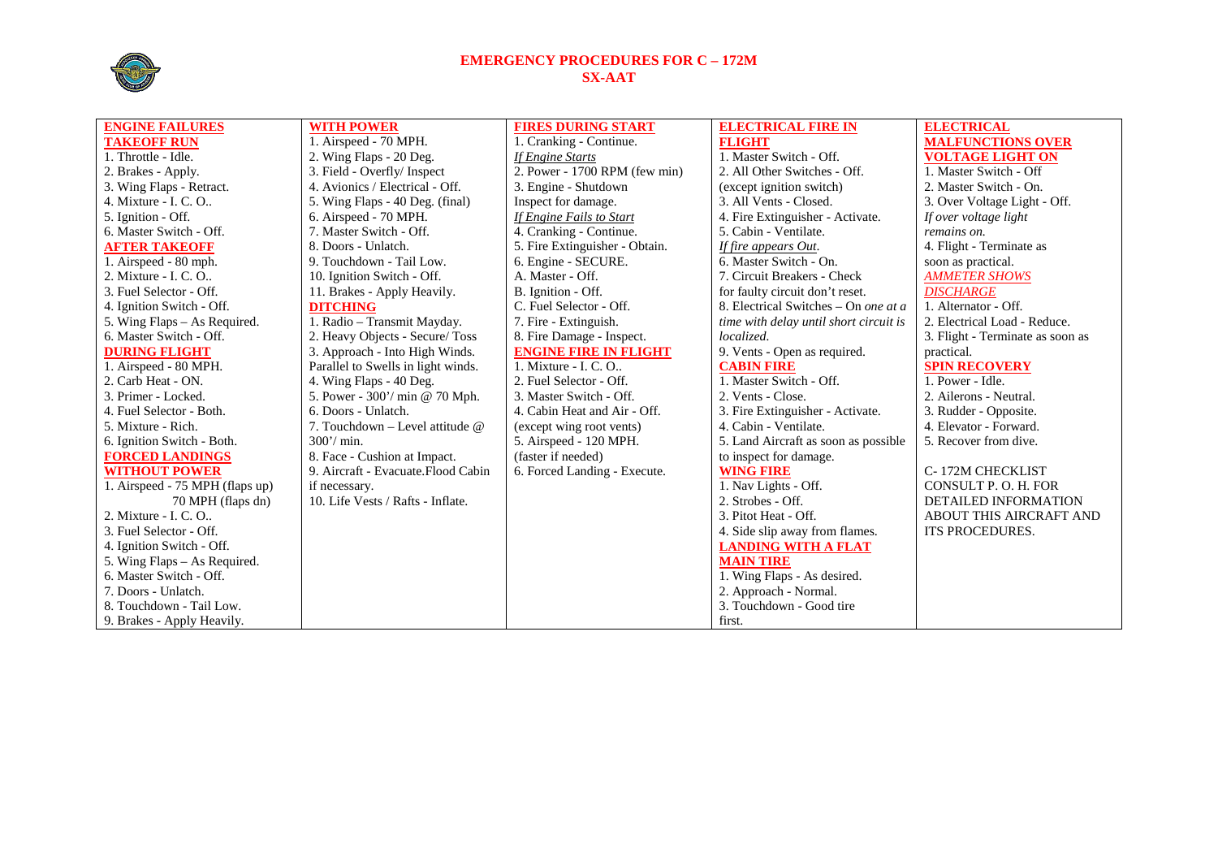# EMERGENCY PROCEDURES FOR C – 172M
## SX-AAT

### ENGINE FAILURES

**TAKEOFF RUN**

1. Throttle - Idle.
2. Brakes - Apply.
3. Wing Flaps - Retract.
4. Mixture - I. C. O..
5. Ignition - Off.
6. Master Switch - Off.

**AFTER TAKEOFF**

1. Airspeed - 80 mph.
2. Mixture - I. C. O..
3. Fuel Selector - Off.
4. Ignition Switch - Off.
5. Wing Flaps – As Required.
6. Master Switch - Off.

**DURING FLIGHT**

1. Airspeed - 80 MPH.
2. Carb Heat - ON.
3. Primer - Locked.
4. Fuel Selector - Both.
5. Mixture - Rich.
6. Ignition Switch - Both.

### FORCED LANDINGS

**WITHOUT POWER**

1. Airspeed - 75 MPH (flaps up)
   70 MPH (flaps dn)
2. Mixture - I. C. O..
3. Fuel Selector - Off.
4. Ignition Switch - Off.
5. Wing Flaps – As Required.
6. Master Switch - Off.
7. Doors - Unlatch.
8. Touchdown - Tail Low.
9. Brakes - Apply Heavily.

**WITH POWER**

1. Airspeed - 70 MPH.
2. Wing Flaps - 20 Deg.
3. Field - Overfly/ Inspect
4. Avionics / Electrical - Off.
5. Wing Flaps - 40 Deg. (final)
6. Airspeed - 70 MPH.
7. Master Switch - Off.
8. Doors - Unlatch.
9. Touchdown - Tail Low.
10. Ignition Switch - Off.
11. Brakes - Apply Heavily.

### DITCHING

1. Radio – Transmit Mayday.
2. Heavy Objects - Secure/ Toss
3. Approach - Into High Winds. Parallel to Swells in light winds.
4. Wing Flaps - 40 Deg.
5. Power - 300'/ min @ 70 Mph.
6. Doors - Unlatch.
7. Touchdown – Level attitude @ 300'/ min.
8. Face - Cushion at Impact.
9. Aircraft - Evacuate.Flood Cabin if necessary.
10. Life Vests / Rafts - Inflate.

### FIRES DURING START

1. Cranking - Continue.

*If Engine Starts*

2. Power - 1700 RPM (few min)
3. Engine - Shutdown
Inspect for damage.

*If Engine Fails to Start*

4. Cranking - Continue.
5. Fire Extinguisher - Obtain.
6. Engine - SECURE.
   A. Master - Off.
   B. Ignition - Off.
   C. Fuel Selector - Off.
7. Fire - Extinguish.
8. Fire Damage - Inspect.

### ENGINE FIRE IN FLIGHT

1. Mixture - I. C. O..
2. Fuel Selector - Off.
3. Master Switch - Off.
4. Cabin Heat and Air - Off. (except wing root vents)
5. Airspeed - 120 MPH. (faster if needed)
6. Forced Landing - Execute.

### ELECTRICAL FIRE IN FLIGHT

1. Master Switch - Off.
2. All Other Switches - Off. (except ignition switch)
3. All Vents - Closed.
4. Fire Extinguisher - Activate.
5. Cabin - Ventilate.

*If fire appears Out.*

6. Master Switch - On.
7. Circuit Breakers - Check for faulty circuit don't reset.
8. Electrical Switches – On *one at a time with delay until short circuit is localized.*
9. Vents - Open as required.

### CABIN FIRE

1. Master Switch - Off.
2. Vents - Close.
3. Fire Extinguisher - Activate.
4. Cabin - Ventilate.
5. Land Aircraft as soon as possible to inspect for damage.

### WING FIRE

1. Nav Lights - Off.
2. Strobes - Off.
3. Pitot Heat - Off.
4. Side slip away from flames.

### LANDING WITH A FLAT MAIN TIRE

1. Wing Flaps - As desired.
2. Approach - Normal.
3. Touchdown - Good tire first.

### ELECTRICAL MALFUNCTIONS OVER VOLTAGE LIGHT ON

1. Master Switch - Off
2. Master Switch - On.
3. Over Voltage Light - Off.

*If over voltage light remains on.*

4. Flight - Terminate as soon as practical.

*AMMETER SHOWS DISCHARGE*

1. Alternator - Off.
2. Electrical Load - Reduce.
3. Flight - Terminate as soon as practical.

### SPIN RECOVERY

1. Power - Idle.
2. Ailerons - Neutral.
3. Rudder - Opposite.
4. Elevator - Forward.
5. Recover from dive.

C- 172M CHECKLIST CONSULT P. O. H. FOR DETAILED INFORMATION ABOUT THIS AIRCRAFT AND ITS PROCEDURES.